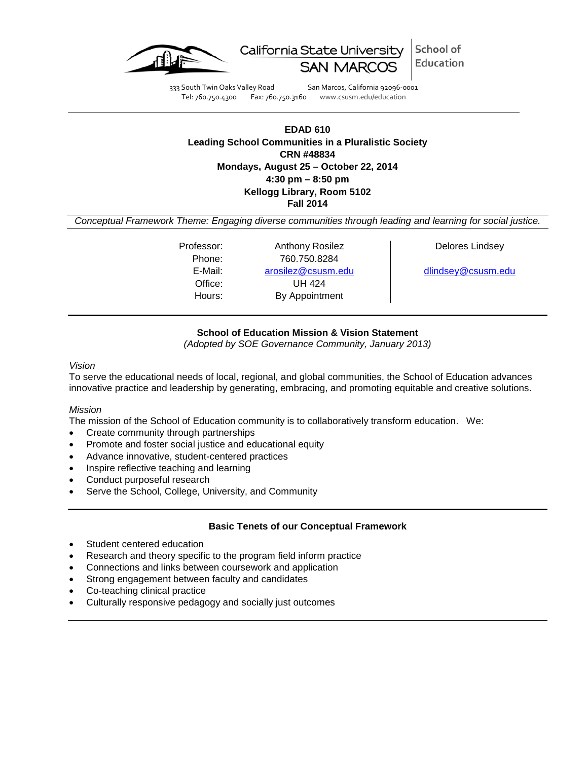California State University SAN MARCOS | School of Education

333 South Twin Oaks Valley Road San Marcos, California 92096-0001
Tel: 760.750.4300 Fax: 760.750.3160 www.csusm.edu/education

---

**EDAD 610**
**Leading School Communities in a Pluralistic Society**
**CRN #48834**
**Mondays, August 25 – October 22, 2014**
**4:30 pm – 8:50 pm**
**Kellogg Library, Room 5102**
**Fall 2014**

*Conceptual Framework Theme: Engaging diverse communities through leading and learning for social justice.*

| | | |
|---|---|---|
| Professor: | Anthony Rosilez | Delores Lindsey |
| Phone: | 760.750.8284 | |
| E-Mail: | arosilez@csusm.edu | dlindsey@csusm.edu |
| Office: | UH 424 | |
| Hours: | By Appointment | |

---

## School of Education Mission & Vision Statement

*(Adopted by SOE Governance Community, January 2013)*

*Vision*

To serve the educational needs of local, regional, and global communities, the School of Education advances innovative practice and leadership by generating, embracing, and promoting equitable and creative solutions.

*Mission*

The mission of the School of Education community is to collaboratively transform education. We:

- Create community through partnerships
- Promote and foster social justice and educational equity
- Advance innovative, student-centered practices
- Inspire reflective teaching and learning
- Conduct purposeful research
- Serve the School, College, University, and Community

---

## Basic Tenets of our Conceptual Framework

- Student centered education
- Research and theory specific to the program field inform practice
- Connections and links between coursework and application
- Strong engagement between faculty and candidates
- Co-teaching clinical practice
- Culturally responsive pedagogy and socially just outcomes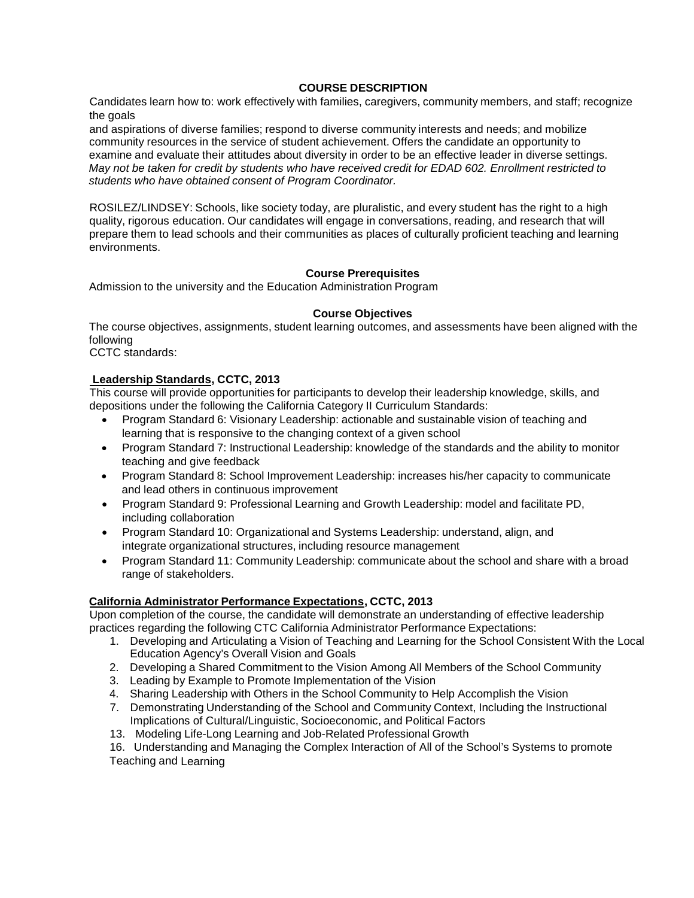## COURSE DESCRIPTION

Candidates learn how to: work effectively with families, caregivers, community members, and staff; recognize the goals and aspirations of diverse families; respond to diverse community interests and needs; and mobilize community resources in the service of student achievement. Offers the candidate an opportunity to examine and evaluate their attitudes about diversity in order to be an effective leader in diverse settings. *May not be taken for credit by students who have received credit for EDAD 602. Enrollment restricted to students who have obtained consent of Program Coordinator.*

ROSILEZ/LINDSEY: Schools, like society today, are pluralistic, and every student has the right to a high quality, rigorous education. Our candidates will engage in conversations, reading, and research that will prepare them to lead schools and their communities as places of culturally proficient teaching and learning environments.

### Course Prerequisites

Admission to the university and the Education Administration Program

### Course Objectives

The course objectives, assignments, student learning outcomes, and assessments have been aligned with the following CCTC standards:

**Leadership Standards, CCTC, 2013**

This course will provide opportunities for participants to develop their leadership knowledge, skills, and depositions under the following the California Category II Curriculum Standards:

- Program Standard 6: Visionary Leadership: actionable and sustainable vision of teaching and learning that is responsive to the changing context of a given school
- Program Standard 7: Instructional Leadership: knowledge of the standards and the ability to monitor teaching and give feedback
- Program Standard 8: School Improvement Leadership: increases his/her capacity to communicate and lead others in continuous improvement
- Program Standard 9: Professional Learning and Growth Leadership: model and facilitate PD, including collaboration
- Program Standard 10: Organizational and Systems Leadership: understand, align, and integrate organizational structures, including resource management
- Program Standard 11: Community Leadership: communicate about the school and share with a broad range of stakeholders.

**California Administrator Performance Expectations, CCTC, 2013**

Upon completion of the course, the candidate will demonstrate an understanding of effective leadership practices regarding the following CTC California Administrator Performance Expectations:

1. Developing and Articulating a Vision of Teaching and Learning for the School Consistent With the Local Education Agency's Overall Vision and Goals
2. Developing a Shared Commitment to the Vision Among All Members of the School Community
3. Leading by Example to Promote Implementation of the Vision
4. Sharing Leadership with Others in the School Community to Help Accomplish the Vision
7. Demonstrating Understanding of the School and Community Context, Including the Instructional Implications of Cultural/Linguistic, Socioeconomic, and Political Factors
13. Modeling Life-Long Learning and Job-Related Professional Growth
16. Understanding and Managing the Complex Interaction of All of the School's Systems to promote Teaching and Learning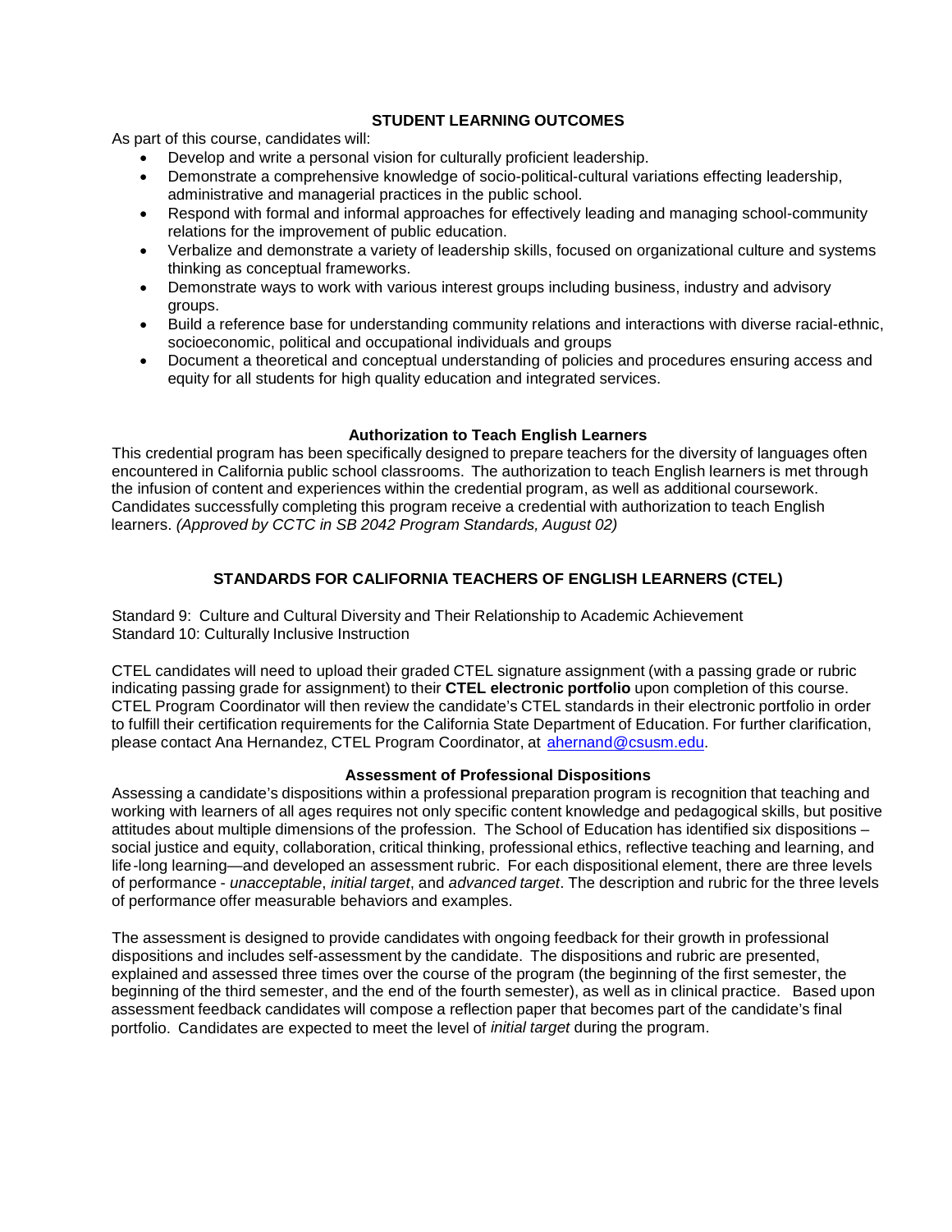## STUDENT LEARNING OUTCOMES

As part of this course, candidates will:

- Develop and write a personal vision for culturally proficient leadership.
- Demonstrate a comprehensive knowledge of socio-political-cultural variations effecting leadership, administrative and managerial practices in the public school.
- Respond with formal and informal approaches for effectively leading and managing school-community relations for the improvement of public education.
- Verbalize and demonstrate a variety of leadership skills, focused on organizational culture and systems thinking as conceptual frameworks.
- Demonstrate ways to work with various interest groups including business, industry and advisory groups.
- Build a reference base for understanding community relations and interactions with diverse racial-ethnic, socioeconomic, political and occupational individuals and groups
- Document a theoretical and conceptual understanding of policies and procedures ensuring access and equity for all students for high quality education and integrated services.

### Authorization to Teach English Learners

This credential program has been specifically designed to prepare teachers for the diversity of languages often encountered in California public school classrooms. The authorization to teach English learners is met through the infusion of content and experiences within the credential program, as well as additional coursework. Candidates successfully completing this program receive a credential with authorization to teach English learners. *(Approved by CCTC in SB 2042 Program Standards, August 02)*

## STANDARDS FOR CALIFORNIA TEACHERS OF ENGLISH LEARNERS (CTEL)

Standard 9: Culture and Cultural Diversity and Their Relationship to Academic Achievement
Standard 10: Culturally Inclusive Instruction

CTEL candidates will need to upload their graded CTEL signature assignment (with a passing grade or rubric indicating passing grade for assignment) to their **CTEL electronic portfolio** upon completion of this course. CTEL Program Coordinator will then review the candidate's CTEL standards in their electronic portfolio in order to fulfill their certification requirements for the California State Department of Education. For further clarification, please contact Ana Hernandez, CTEL Program Coordinator, at ahernand@csusm.edu.

### Assessment of Professional Dispositions

Assessing a candidate's dispositions within a professional preparation program is recognition that teaching and working with learners of all ages requires not only specific content knowledge and pedagogical skills, but positive attitudes about multiple dimensions of the profession. The School of Education has identified six dispositions – social justice and equity, collaboration, critical thinking, professional ethics, reflective teaching and learning, and life-long learning—and developed an assessment rubric. For each dispositional element, there are three levels of performance - *unacceptable*, *initial target*, and *advanced target*. The description and rubric for the three levels of performance offer measurable behaviors and examples.

The assessment is designed to provide candidates with ongoing feedback for their growth in professional dispositions and includes self-assessment by the candidate. The dispositions and rubric are presented, explained and assessed three times over the course of the program (the beginning of the first semester, the beginning of the third semester, and the end of the fourth semester), as well as in clinical practice. Based upon assessment feedback candidates will compose a reflection paper that becomes part of the candidate's final portfolio. Candidates are expected to meet the level of *initial target* during the program.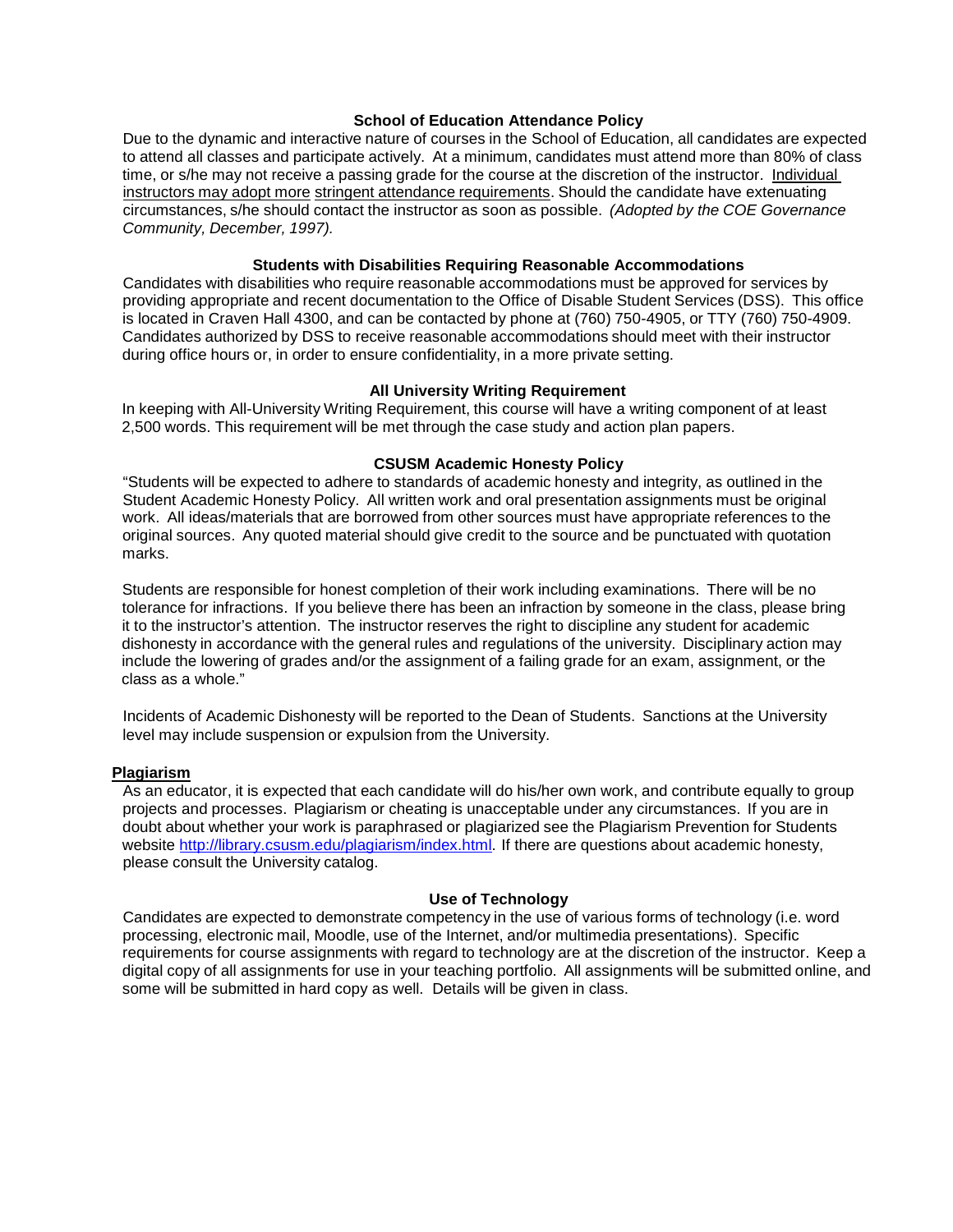### School of Education Attendance Policy

Due to the dynamic and interactive nature of courses in the School of Education, all candidates are expected to attend all classes and participate actively. At a minimum, candidates must attend more than 80% of class time, or s/he may not receive a passing grade for the course at the discretion of the instructor. Individual instructors may adopt more stringent attendance requirements. Should the candidate have extenuating circumstances, s/he should contact the instructor as soon as possible. *(Adopted by the COE Governance Community, December, 1997).*

### Students with Disabilities Requiring Reasonable Accommodations

Candidates with disabilities who require reasonable accommodations must be approved for services by providing appropriate and recent documentation to the Office of Disable Student Services (DSS). This office is located in Craven Hall 4300, and can be contacted by phone at (760) 750-4905, or TTY (760) 750-4909. Candidates authorized by DSS to receive reasonable accommodations should meet with their instructor during office hours or, in order to ensure confidentiality, in a more private setting.

### All University Writing Requirement

In keeping with All-University Writing Requirement, this course will have a writing component of at least 2,500 words. This requirement will be met through the case study and action plan papers.

### CSUSM Academic Honesty Policy

"Students will be expected to adhere to standards of academic honesty and integrity, as outlined in the Student Academic Honesty Policy. All written work and oral presentation assignments must be original work. All ideas/materials that are borrowed from other sources must have appropriate references to the original sources. Any quoted material should give credit to the source and be punctuated with quotation marks.

Students are responsible for honest completion of their work including examinations. There will be no tolerance for infractions. If you believe there has been an infraction by someone in the class, please bring it to the instructor's attention. The instructor reserves the right to discipline any student for academic dishonesty in accordance with the general rules and regulations of the university. Disciplinary action may include the lowering of grades and/or the assignment of a failing grade for an exam, assignment, or the class as a whole."

Incidents of Academic Dishonesty will be reported to the Dean of Students. Sanctions at the University level may include suspension or expulsion from the University.

**Plagiarism**

As an educator, it is expected that each candidate will do his/her own work, and contribute equally to group projects and processes. Plagiarism or cheating is unacceptable under any circumstances. If you are in doubt about whether your work is paraphrased or plagiarized see the Plagiarism Prevention for Students website http://library.csusm.edu/plagiarism/index.html. If there are questions about academic honesty, please consult the University catalog.

### Use of Technology

Candidates are expected to demonstrate competency in the use of various forms of technology (i.e. word processing, electronic mail, Moodle, use of the Internet, and/or multimedia presentations). Specific requirements for course assignments with regard to technology are at the discretion of the instructor. Keep a digital copy of all assignments for use in your teaching portfolio. All assignments will be submitted online, and some will be submitted in hard copy as well. Details will be given in class.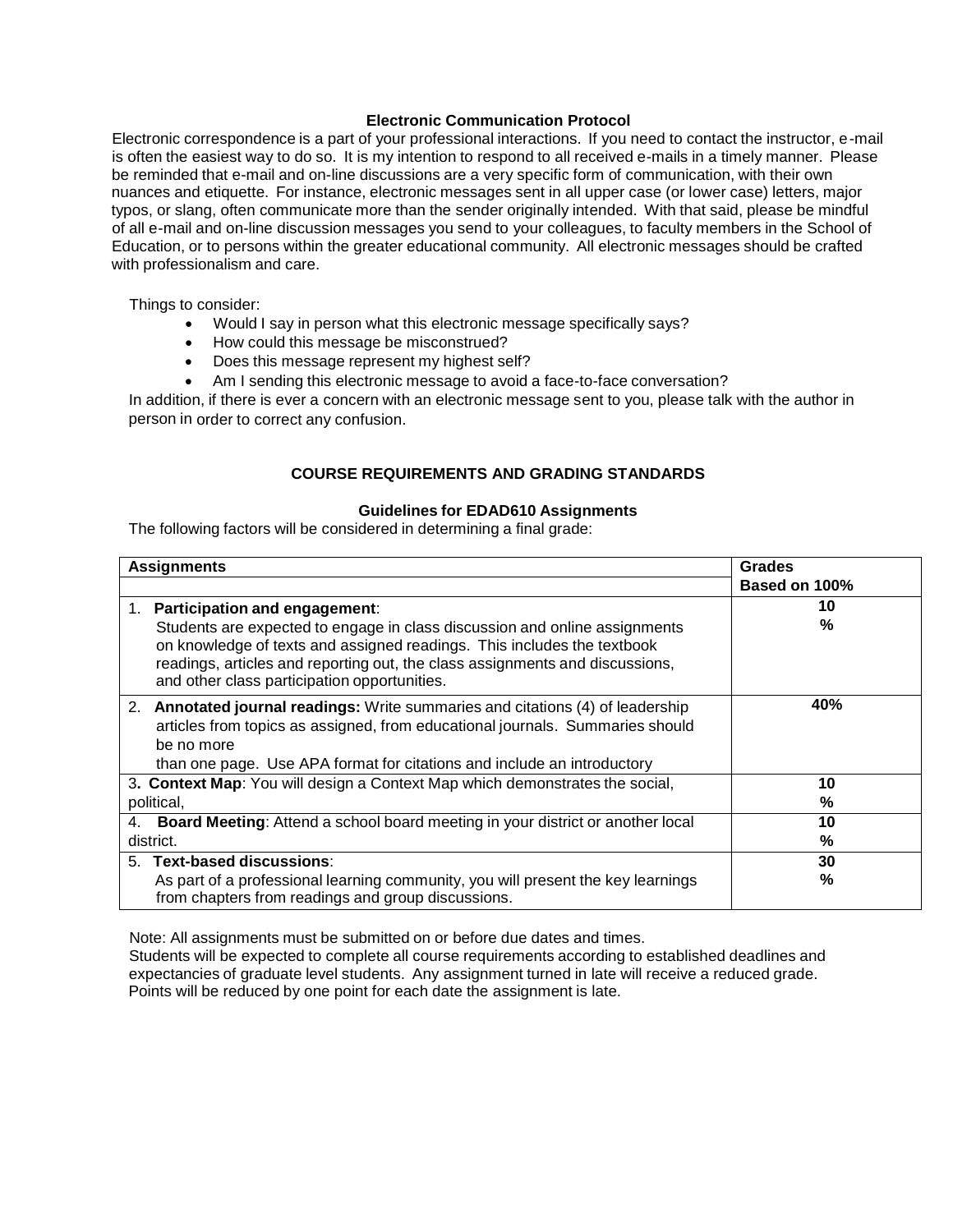## Electronic Communication Protocol

Electronic correspondence is a part of your professional interactions. If you need to contact the instructor, e-mail is often the easiest way to do so. It is my intention to respond to all received e-mails in a timely manner. Please be reminded that e-mail and on-line discussions are a very specific form of communication, with their own nuances and etiquette. For instance, electronic messages sent in all upper case (or lower case) letters, major typos, or slang, often communicate more than the sender originally intended. With that said, please be mindful of all e-mail and on-line discussion messages you send to your colleagues, to faculty members in the School of Education, or to persons within the greater educational community. All electronic messages should be crafted with professionalism and care.

Things to consider:

- Would I say in person what this electronic message specifically says?
- How could this message be misconstrued?
- Does this message represent my highest self?
- Am I sending this electronic message to avoid a face-to-face conversation?

In addition, if there is ever a concern with an electronic message sent to you, please talk with the author in person in order to correct any confusion.

## COURSE REQUIREMENTS AND GRADING STANDARDS

### Guidelines for EDAD610 Assignments

The following factors will be considered in determining a final grade:

| Assignments | Grades Based on 100% |
|---|---|
| 1. **Participation and engagement**: Students are expected to engage in class discussion and online assignments on knowledge of texts and assigned readings. This includes the textbook readings, articles and reporting out, the class assignments and discussions, and other class participation opportunities. | 10 % |
| 2. **Annotated journal readings:** Write summaries and citations (4) of leadership articles from topics as assigned, from educational journals. Summaries should be no more than one page. Use APA format for citations and include an introductory | 40% |
| 3**. Context Map**: You will design a Context Map which demonstrates the social, political, | 10 % |
| 4. **Board Meeting**: Attend a school board meeting in your district or another local district. | 10 % |
| 5. **Text-based discussions**: As part of a professional learning community, you will present the key learnings from chapters from readings and group discussions. | 30 % |

Note: All assignments must be submitted on or before due dates and times.
Students will be expected to complete all course requirements according to established deadlines and expectancies of graduate level students. Any assignment turned in late will receive a reduced grade. Points will be reduced by one point for each date the assignment is late.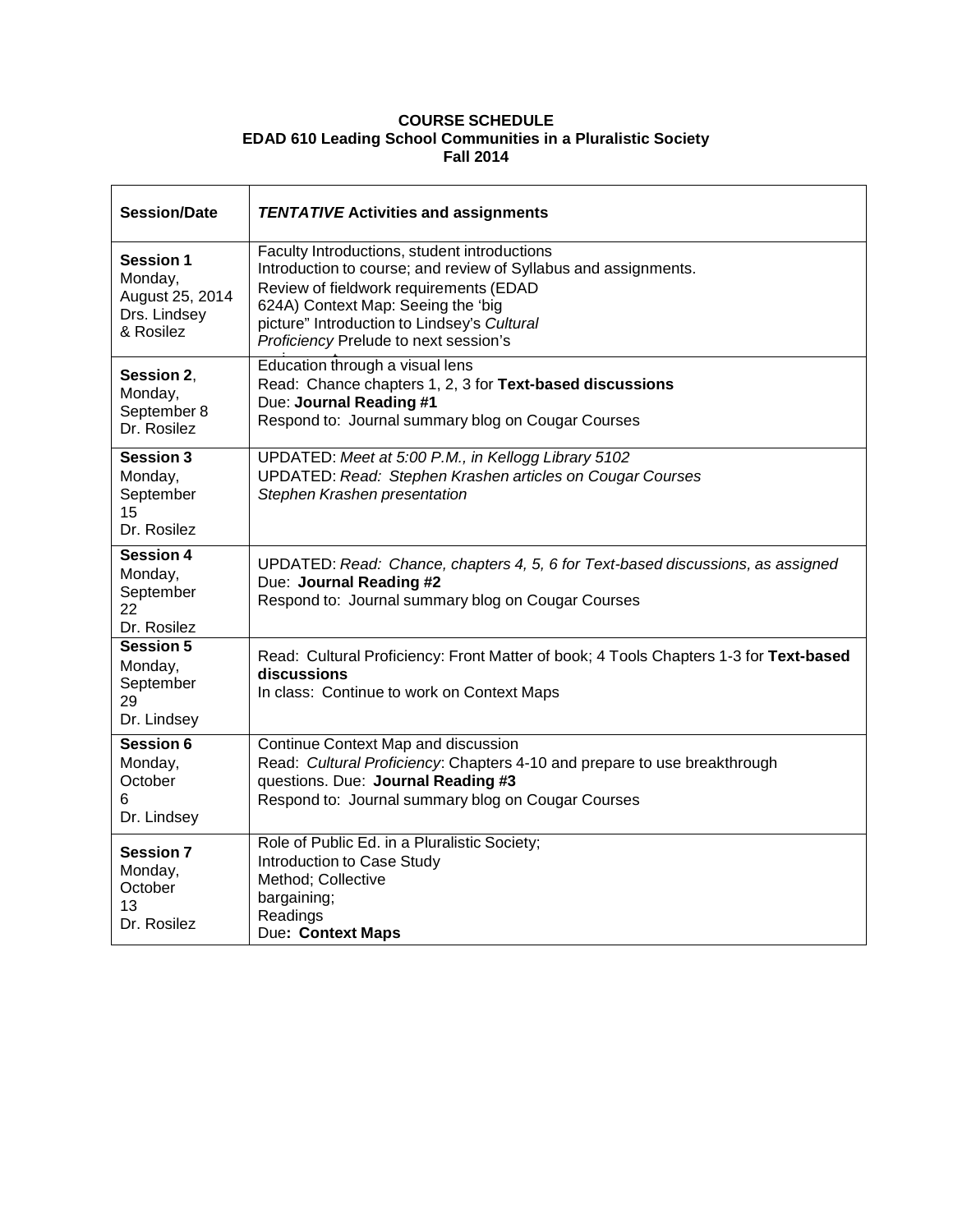**COURSE SCHEDULE**
**EDAD 610 Leading School Communities in a Pluralistic Society**
**Fall 2014**

| **Session/Date** | ***TENTATIVE* Activities and assignments** |
|---|---|
| **Session 1** Monday, August 25, 2014 Drs. Lindsey & Rosilez | Faculty Introductions, student introductions Introduction to course; and review of Syllabus and assignments. Review of fieldwork requirements (EDAD 624A) Context Map: Seeing the 'big picture" Introduction to Lindsey's *Cultural Proficiency* Prelude to next session's |
| **Session 2**, Monday, September 8 Dr. Rosilez | Education through a visual lens Read: Chance chapters 1, 2, 3 for **Text-based discussions** Due: **Journal Reading #1** Respond to: Journal summary blog on Cougar Courses |
| **Session 3** Monday, September 15 Dr. Rosilez | UPDATED: *Meet at 5:00 P.M., in Kellogg Library 5102* UPDATED: *Read: Stephen Krashen articles on Cougar Courses* *Stephen Krashen presentation* |
| **Session 4** Monday, September 22 Dr. Rosilez | UPDATED: *Read: Chance, chapters 4, 5, 6 for Text-based discussions, as assigned* Due: **Journal Reading #2** Respond to: Journal summary blog on Cougar Courses |
| **Session 5** Monday, September 29 Dr. Lindsey | Read: Cultural Proficiency: Front Matter of book; 4 Tools Chapters 1-3 for **Text-based discussions** In class: Continue to work on Context Maps |
| **Session 6** Monday, October 6 Dr. Lindsey | Continue Context Map and discussion Read: *Cultural Proficiency*: Chapters 4-10 and prepare to use breakthrough questions. Due: **Journal Reading #3** Respond to: Journal summary blog on Cougar Courses |
| **Session 7** Monday, October 13 Dr. Rosilez | Role of Public Ed. in a Pluralistic Society; Introduction to Case Study Method; Collective bargaining; Readings Due**: Context Maps** |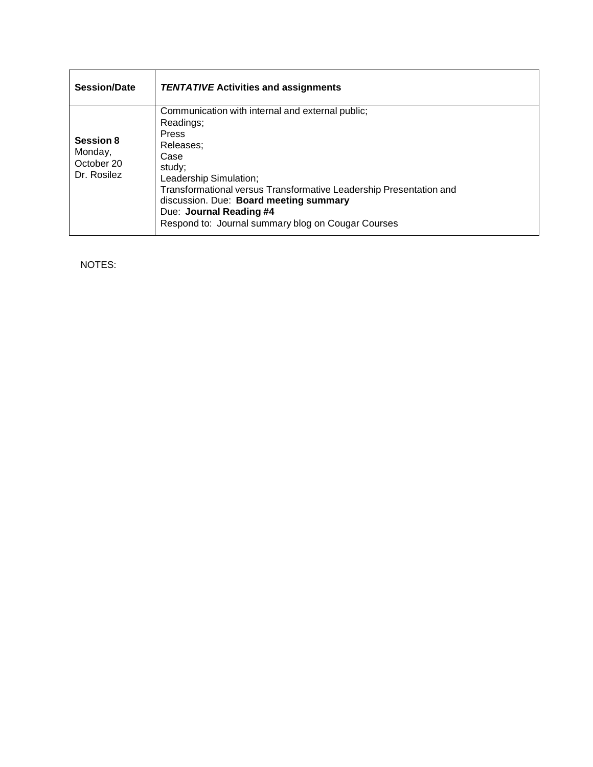| Session/Date | ***TENTATIVE*** **Activities and assignments** |
|---|---|
| **Session 8**<br>Monday,<br>October 20<br>Dr. Rosilez | Communication with internal and external public;<br>Readings;<br>Press<br>Releases;<br>Case<br>study;<br>Leadership Simulation;<br>Transformational versus Transformative Leadership Presentation and discussion. Due: **Board meeting summary**<br>Due: **Journal Reading #4**<br>Respond to: Journal summary blog on Cougar Courses |

NOTES: